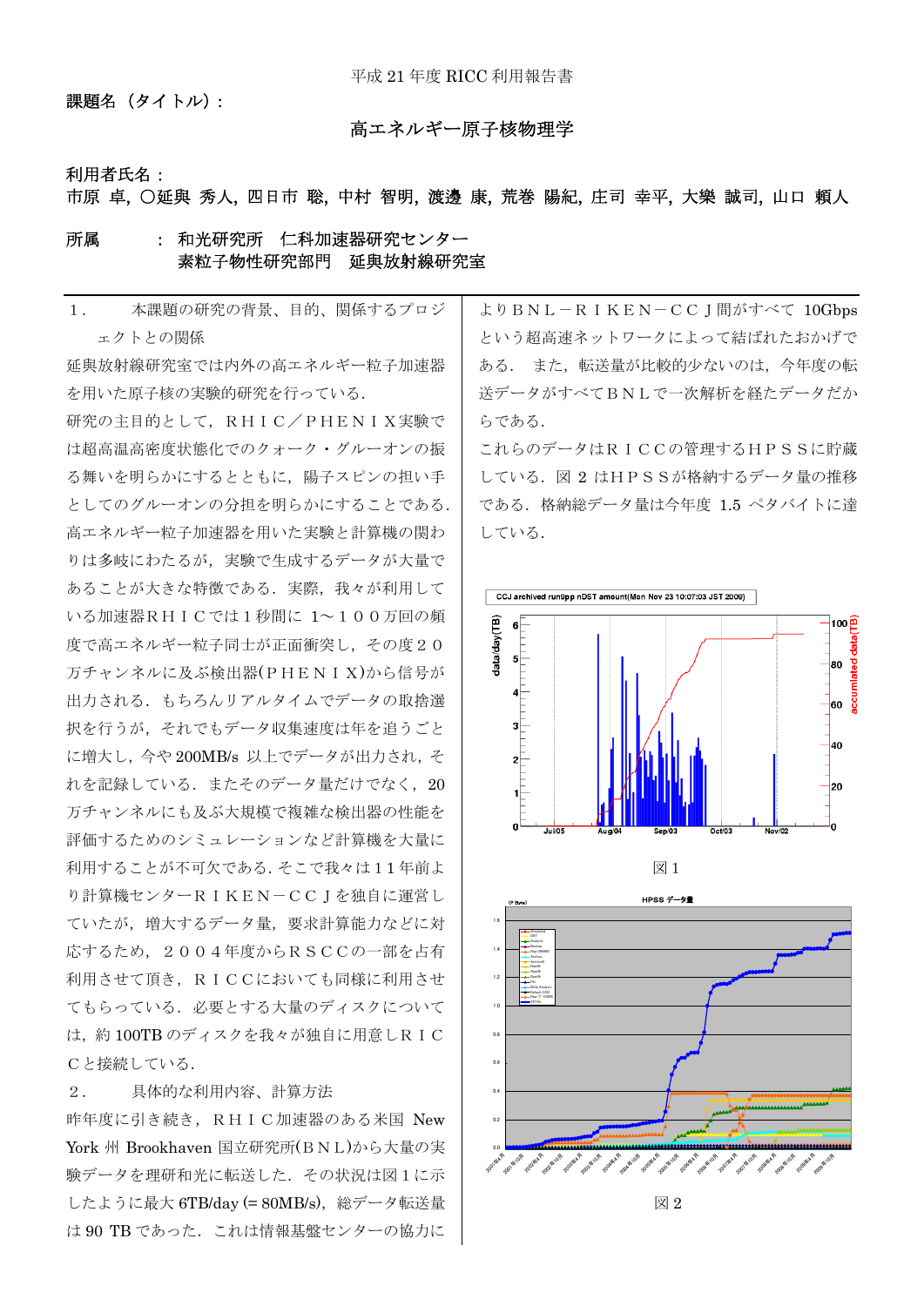平成 21 年度 RICC 利用報告書

**課題名（タイトル）：**

# 高エネルギー原子核物理学

**利用者氏名：**

**市原 卓, ○延與 秀人, 四日市 聡, 中村 智明, 渡邊 康, 荒巻 陽紀, 庄司 幸平, 大樂 誠司, 山口 頼人**

**所属　　：和光研究所　仁科加速器研究センター**
**素粒子物性研究部門　延與放射線研究室**

---

## 1．　本課題の研究の背景、目的、関係するプロジェクトとの関係

延與放射線研究室では内外の高エネルギー粒子加速器を用いた原子核の実験的研究を行っている．

研究の主目的として，ＲＨＩＣ／ＰＨＥＮＩＸ実験では超高温高密度状態化でのクォーク・グルーオンの振る舞いを明らかにするとともに，陽子スピンの担い手としてのグルーオンの分担を明らかにすることである．

高エネルギー粒子加速器を用いた実験と計算機の関わりは多岐にわたるが，実験で生成するデータが大量であることが大きな特徴である．実際，我々が利用している加速器ＲＨＩＣでは１秒間に 1～１００万回の頻度で高エネルギー粒子同士が正面衝突し，その度２０万チャンネルに及ぶ検出器(ＰＨＥＮＩＸ)から信号が出力される．もちろんリアルタイムでデータの取捨選択を行うが，それでもデータ収集速度は年を追うごとに増大し，今や 200MB/s 以上でデータが出力され，それを記録している．またそのデータ量だけでなく，20 万チャンネルにも及ぶ大規模で複雑な検出器の性能を評価するためのシミュレーションなど計算機を大量に利用することが不可欠である．そこで我々は１１年前より計算機センターＲＩＫＥＮ－ＣＣＪを独自に運営していたが，増大するデータ量，要求計算能力などに対応するため，２００４年度からＲＳＣＣの一部を占有利用させて頂き，ＲＩＣＣにおいても同様に利用させてもらっている．必要とする大量のディスクについては，約 100TB のディスクを我々が独自に用意しＲＩＣＣと接続している．

## 2．　具体的な利用内容、計算方法

昨年度に引き続き，ＲＨＩＣ加速器のある米国 New York 州 Brookhaven 国立研究所(ＢＮＬ)から大量の実験データを理研和光に転送した．その状況は図１に示したように最大 6TB/day (= 80MB/s)，総データ転送量は 90 TB であった．これは情報基盤センターの協力によりＢＮＬ－ＲＩＫＥＮ－ＣＣＪ間がすべて 10Gbps という超高速ネットワークによって結ばれたおかげである． また，転送量が比較的少ないのは，今年度の転送データがすべてＢＮＬで一次解析を経たデータだからである．

これらのデータはＲＩＣＣの管理するＨＰＳＳに貯蔵している．図 2 はＨＰＳＳが格納するデータ量の推移である．格納総データ量は今年度 1.5 ペタバイトに達している．

図１

図２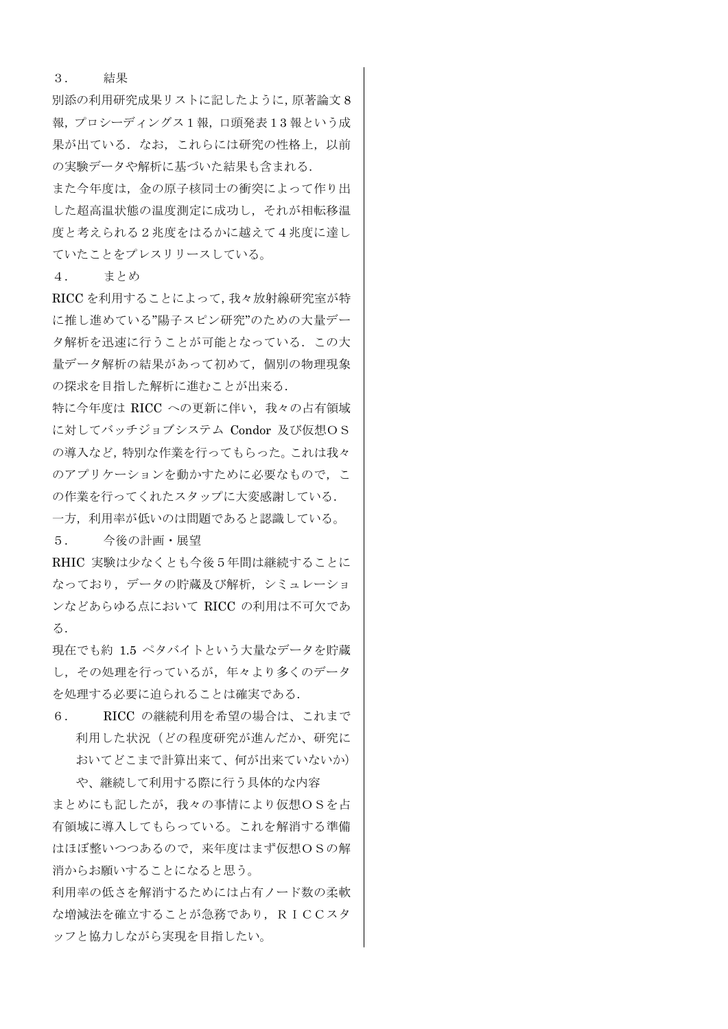## ３．　結果

別添の利用研究成果リストに記したように，原著論文８報，プロシーディングス１報，口頭発表１３報という成果が出ている．なお，これらには研究の性格上，以前の実験データや解析に基づいた結果も含まれる．

また今年度は，金の原子核同士の衝突によって作り出した超高温状態の温度測定に成功し，それが相転移温度と考えられる２兆度をはるかに越えて４兆度に達していたことをプレスリリースしている。

## ４．　まとめ

RICC を利用することによって，我々放射線研究室が特に推し進めている"陽子スピン研究"のための大量データ解析を迅速に行うことが可能となっている．この大量データ解析の結果があって初めて，個別の物理現象の探求を目指した解析に進むことが出来る．

特に今年度は RICC への更新に伴い，我々の占有領域に対してバッチジョブシステム Condor 及び仮想ＯＳの導入など，特別な作業を行ってもらった。これは我々のアプリケーションを動かすために必要なもので，この作業を行ってくれたスタッフに大変感謝している．

一方，利用率が低いのは問題であると認識している。

## ５．　今後の計画・展望

RHIC 実験は少なくとも今後５年間は継続することになっており，データの貯蔵及び解析，シミュレーションなどあらゆる点において RICC の利用は不可欠である．

現在でも約 1.5 ペタバイトという大量なデータを貯蔵し，その処理を行っているが，年々より多くのデータを処理する必要に迫られることは確実である．

## ６．　RICC の継続利用を希望の場合は、これまで利用した状況（どの程度研究が進んだか、研究においてどこまで計算出来て、何が出来ていないか）や、継続して利用する際に行う具体的な内容

まとめにも記したが，我々の事情により仮想ＯＳを占有領域に導入してもらっている。これを解消する準備はほぼ整いつつあるので，来年度はまず仮想ＯＳの解消からお願いすることになると思う。

利用率の低さを解消するためには占有ノード数の柔軟な増減法を確立することが急務であり，ＲＩＣＣスタッフと協力しながら実現を目指したい。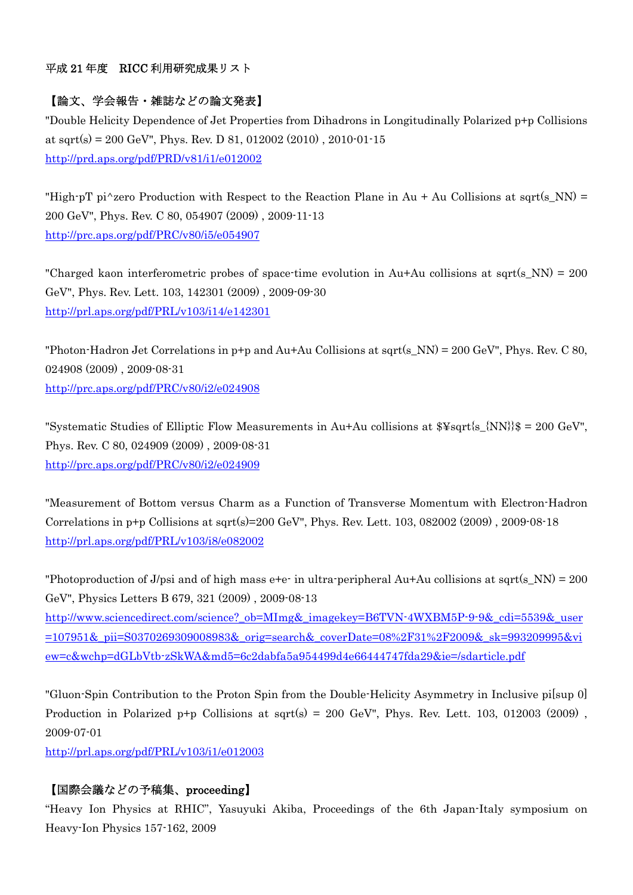平成 21 年度　RICC 利用研究成果リスト

【論文、学会報告・雑誌などの論文発表】

"Double Helicity Dependence of Jet Properties from Dihadrons in Longitudinally Polarized p+p Collisions at sqrt(s) = 200 GeV", Phys. Rev. D 81, 012002 (2010) , 2010-01-15
http://prd.aps.org/pdf/PRD/v81/i1/e012002

"High-pT pi^zero Production with Respect to the Reaction Plane in Au + Au Collisions at sqrt(s_NN) = 200 GeV", Phys. Rev. C 80, 054907 (2009) , 2009-11-13
http://prc.aps.org/pdf/PRC/v80/i5/e054907

"Charged kaon interferometric probes of space-time evolution in Au+Au collisions at sqrt(s_NN) = 200 GeV", Phys. Rev. Lett. 103, 142301 (2009) , 2009-09-30
http://prl.aps.org/pdf/PRL/v103/i14/e142301

"Photon-Hadron Jet Correlations in p+p and Au+Au Collisions at sqrt(s_NN) = 200 GeV", Phys. Rev. C 80, 024908 (2009) , 2009-08-31
http://prc.aps.org/pdf/PRC/v80/i2/e024908

"Systematic Studies of Elliptic Flow Measurements in Au+Au collisions at $¥sqrt{s_{NN}}$ = 200 GeV", Phys. Rev. C 80, 024909 (2009) , 2009-08-31
http://prc.aps.org/pdf/PRC/v80/i2/e024909

"Measurement of Bottom versus Charm as a Function of Transverse Momentum with Electron-Hadron Correlations in p+p Collisions at sqrt(s)=200 GeV", Phys. Rev. Lett. 103, 082002 (2009) , 2009-08-18
http://prl.aps.org/pdf/PRL/v103/i8/e082002

"Photoproduction of J/psi and of high mass e+e- in ultra-peripheral Au+Au collisions at sqrt(s_NN) = 200 GeV", Physics Letters B 679, 321 (2009) , 2009-08-13
http://www.sciencedirect.com/science?_ob=MImg&_imagekey=B6TVN-4WXBM5P-9-9&_cdi=5539&_user=107951&_pii=S0370269309008983&_orig=search&_coverDate=08%2F31%2F2009&_sk=993209995&view=c&wchp=dGLbVtb-zSkWA&md5=6c2dabfa5a954499d4e66444747fda29&ie=/sdarticle.pdf

"Gluon-Spin Contribution to the Proton Spin from the Double-Helicity Asymmetry in Inclusive pi[sup 0] Production in Polarized p+p Collisions at sqrt(s) = 200 GeV", Phys. Rev. Lett. 103, 012003 (2009) , 2009-07-01
http://prl.aps.org/pdf/PRL/v103/i1/e012003

【国際会議などの予稿集、proceeding】

“Heavy Ion Physics at RHIC”, Yasuyuki Akiba, Proceedings of the 6th Japan-Italy symposium on Heavy-Ion Physics 157-162, 2009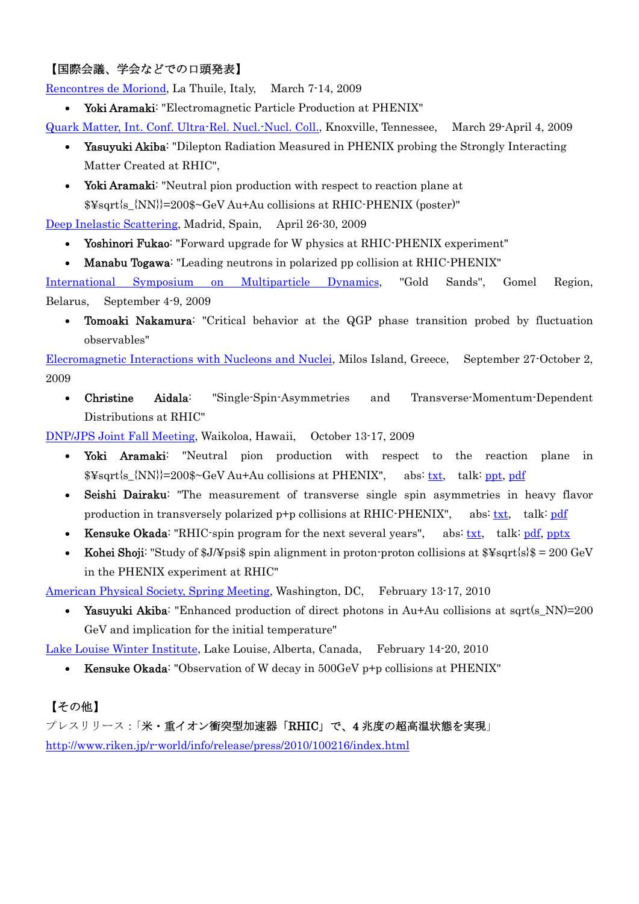【国際会議、学会などでの口頭発表】

Rencontres de Moriond, La Thuile, Italy, March 7-14, 2009

- **Yoki Aramaki**: "Electromagnetic Particle Production at PHENIX"

Quark Matter, Int. Conf. Ultra-Rel. Nucl.-Nucl. Coll., Knoxville, Tennessee, March 29-April 4, 2009

- **Yasuyuki Akiba**: "Dilepton Radiation Measured in PHENIX probing the Strongly Interacting Matter Created at RHIC",
- **Yoki Aramaki**: "Neutral pion production with respect to reaction plane at $¥sqrt{s_{NN}}=200$~GeV Au+Au collisions at RHIC-PHENIX (poster)"

Deep Inelastic Scattering, Madrid, Spain, April 26-30, 2009

- **Yoshinori Fukao**: "Forward upgrade for W physics at RHIC-PHENIX experiment"
- **Manabu Togawa**: "Leading neutrons in polarized pp collision at RHIC-PHENIX"

International Symposium on Multiparticle Dynamics, "Gold Sands", Gomel Region, Belarus, September 4-9, 2009

- **Tomoaki Nakamura**: "Critical behavior at the QGP phase transition probed by fluctuation observables"

Elecromagnetic Interactions with Nucleons and Nuclei, Milos Island, Greece, September 27-October 2, 2009

- **Christine Aidala**: "Single-Spin-Asymmetries and Transverse-Momentum-Dependent Distributions at RHIC"

DNP/JPS Joint Fall Meeting, Waikoloa, Hawaii, October 13-17, 2009

- **Yoki Aramaki**: "Neutral pion production with respect to the reaction plane in $¥sqrt{s_{NN}}=200$~GeV Au+Au collisions at PHENIX", abs: txt, talk: ppt, pdf
- **Seishi Dairaku**: "The measurement of transverse single spin asymmetries in heavy flavor production in transversely polarized p+p collisions at RHIC-PHENIX", abs: txt, talk: pdf
- **Kensuke Okada**: "RHIC-spin program for the next several years", abs: txt, talk: pdf, pptx
- **Kohei Shoji**: "Study of $J/¥psi$ spin alignment in proton-proton collisions at $¥sqrt{s}$ = 200 GeV in the PHENIX experiment at RHIC"

American Physical Society, Spring Meeting, Washington, DC, February 13-17, 2010

- **Yasuyuki Akiba**: "Enhanced production of direct photons in Au+Au collisions at sqrt(s_NN)=200 GeV and implication for the initial temperature"

Lake Louise Winter Institute, Lake Louise, Alberta, Canada, February 14-20, 2010

- **Kensuke Okada**: "Observation of W decay in 500GeV p+p collisions at PHENIX"

【その他】

プレスリリース：「米・重イオン衝突型加速器「RHIC」で、4 兆度の超高温状態を実現」

http://www.riken.jp/r-world/info/release/press/2010/100216/index.html